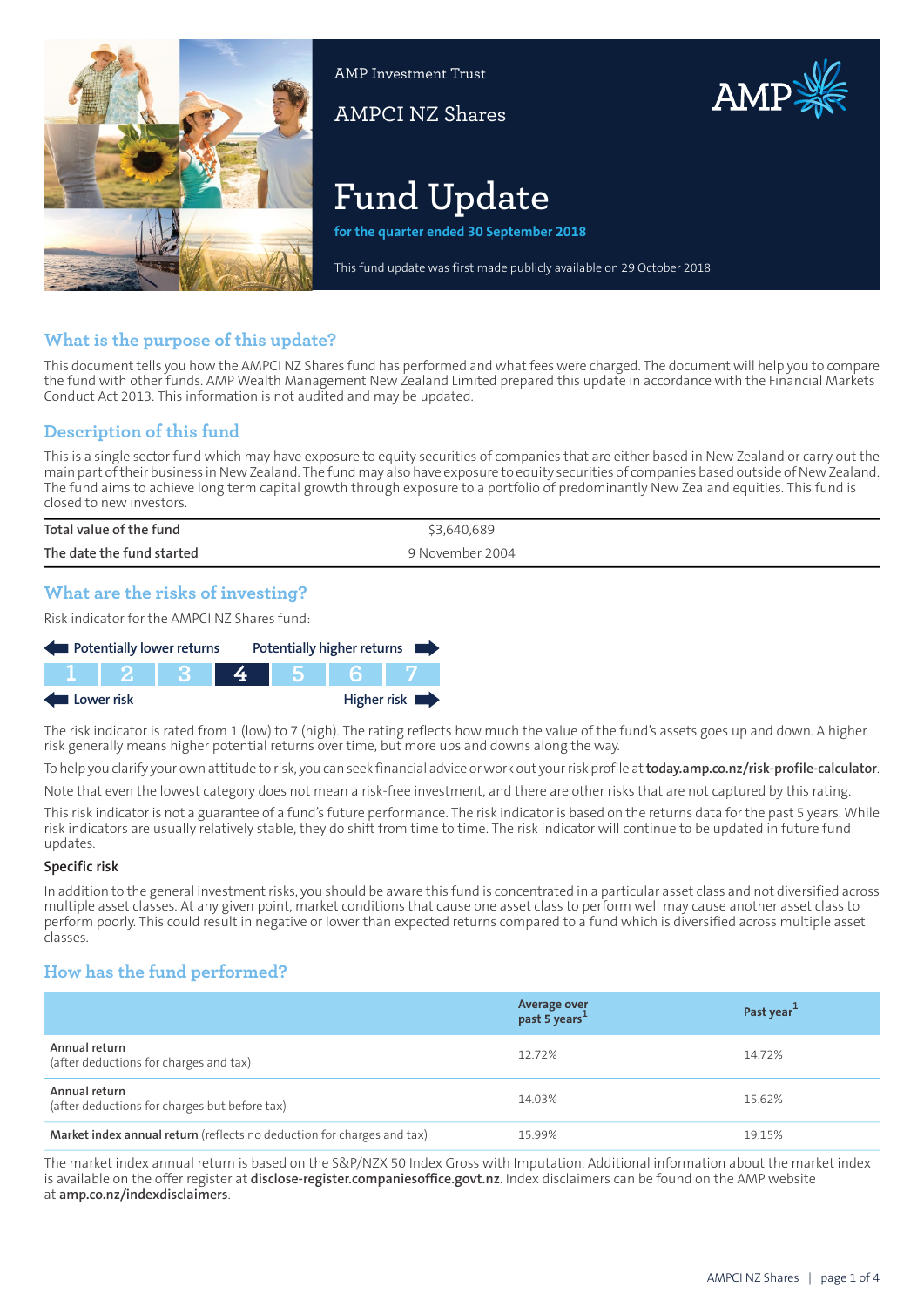AMP Investment Trust

AMPCI NZ Shares

# Fund Update

**for the quarter ended 30 September 2018**

This fund update was first made publicly available on 29 October 2018

## What is the purpose of this update?

This document tells you how the AMPCI NZ Shares fund has performed and what fees were charged. The document will help you to compare the fund with other funds. AMP Wealth Management New Zealand Limited prepared this update in accordance with the Financial Markets Conduct Act 2013. This information is not audited and may be updated.

## Description of this fund

This is a single sector fund which may have exposure to equity securities of companies that are either based in New Zealand or carry out the main part of their business in New Zealand. The fund may also have exposure to equity securities of companies based outside of New Zealand. The fund aims to achieve long term capital growth through exposure to a portfolio of predominantly New Zealand equities. This fund is closed to new investors.

| | |
|---|---|
| Total value of the fund | $3,640,689 |
| The date the fund started | 9 November 2004 |

## What are the risks of investing?

Risk indicator for the AMPCI NZ Shares fund:

Potentially lower returns — Potentially higher returns

| 1 | 2 | 3 | **4** | 5 | 6 | 7 |
|---|---|---|---|---|---|---|

Lower risk — Higher risk

The risk indicator is rated from 1 (low) to 7 (high). The rating reflects how much the value of the fund's assets goes up and down. A higher risk generally means higher potential returns over time, but more ups and downs along the way.

To help you clarify your own attitude to risk, you can seek financial advice or work out your risk profile at **today.amp.co.nz/risk-profile-calculator**.

Note that even the lowest category does not mean a risk-free investment, and there are other risks that are not captured by this rating.

This risk indicator is not a guarantee of a fund's future performance. The risk indicator is based on the returns data for the past 5 years. While risk indicators are usually relatively stable, they do shift from time to time. The risk indicator will continue to be updated in future fund updates.

### Specific risk

In addition to the general investment risks, you should be aware this fund is concentrated in a particular asset class and not diversified across multiple asset classes. At any given point, market conditions that cause one asset class to perform well may cause another asset class to perform poorly. This could result in negative or lower than expected returns compared to a fund which is diversified across multiple asset classes.

## How has the fund performed?

| | Average over past 5 years[1] | Past year[1] |
|---|---|---|
| Annual return (after deductions for charges and tax) | 12.72% | 14.72% |
| Annual return (after deductions for charges but before tax) | 14.03% | 15.62% |
| **Market index annual return** (reflects no deduction for charges and tax) | 15.99% | 19.15% |

The market index annual return is based on the S&P/NZX 50 Index Gross with Imputation. Additional information about the market index is available on the offer register at **disclose-register.companiesoffice.govt.nz**. Index disclaimers can be found on the AMP website at **amp.co.nz/indexdisclaimers**.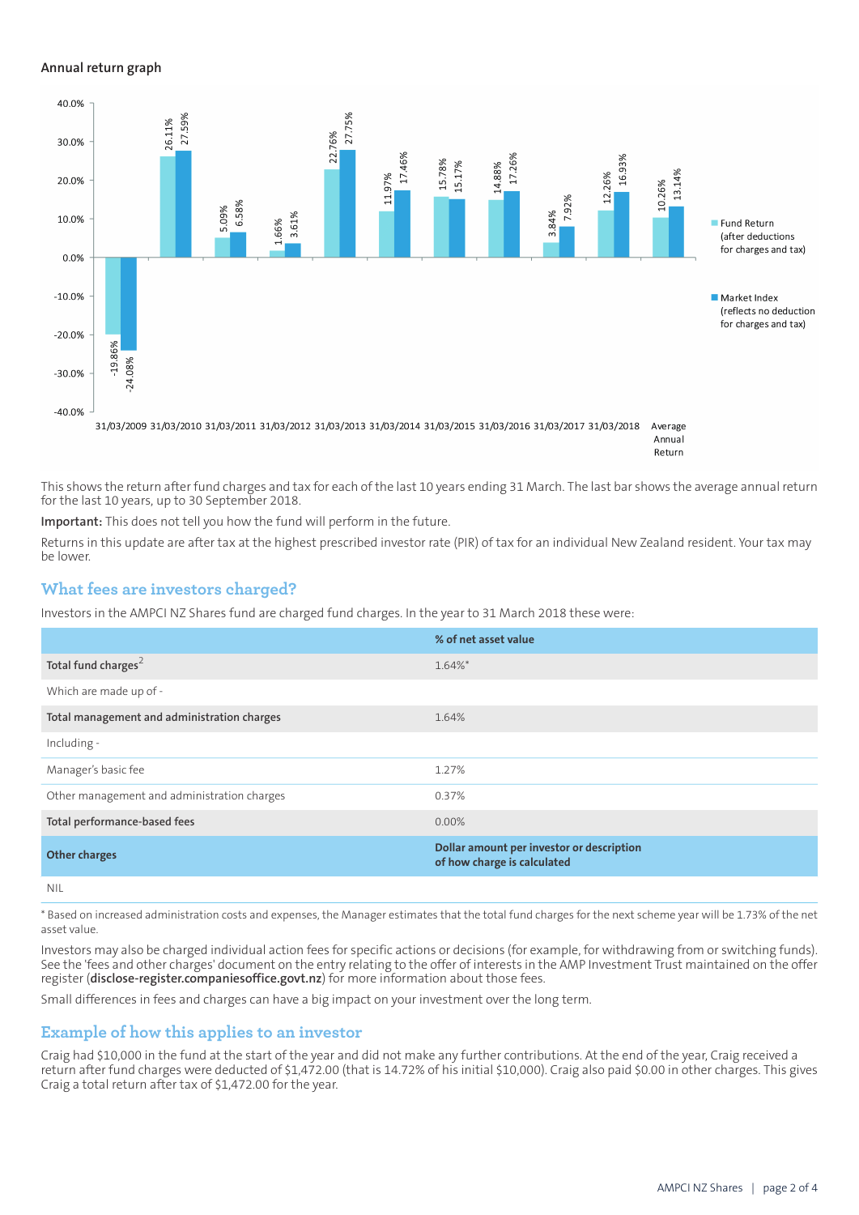**Annual return graph**

| | Fund Return (after deductions for charges and tax) | Market Index (reflects no deduction for charges and tax) |
|---|---|---|
| 31/03/2009 | -19.86% | -24.08% |
| 31/03/2010 | 26.11% | 27.59% |
| 31/03/2011 | 5.09% | 6.58% |
| 31/03/2012 | 1.66% | 3.61% |
| 31/03/2013 | 22.76% | 27.75% |
| 31/03/2014 | 11.97% | 17.46% |
| 31/03/2015 | 15.78% | 15.17% |
| 31/03/2016 | 14.88% | 17.26% |
| 31/03/2017 | 3.84% | 7.92% |
| 31/03/2018 | 12.26% | 16.93% |
| Average Annual Return | 10.26% | 13.14% |

This shows the return after fund charges and tax for each of the last 10 years ending 31 March. The last bar shows the average annual return for the last 10 years, up to 30 September 2018.

**Important:** This does not tell you how the fund will perform in the future.

Returns in this update are after tax at the highest prescribed investor rate (PIR) of tax for an individual New Zealand resident. Your tax may be lower.

## What fees are investors charged?

Investors in the AMPCI NZ Shares fund are charged fund charges. In the year to 31 March 2018 these were:

| | % of net asset value |
|---|---|
| **Total fund charges**[2] | 1.64%* |
| Which are made up of - | |
| **Total management and administration charges** | 1.64% |
| Including - | |
| Manager's basic fee | 1.27% |
| Other management and administration charges | 0.37% |
| **Total performance-based fees** | 0.00% |
| **Other charges** | **Dollar amount per investor or description of how charge is calculated** |
| NIL | |

* Based on increased administration costs and expenses, the Manager estimates that the total fund charges for the next scheme year will be 1.73% of the net asset value.

Investors may also be charged individual action fees for specific actions or decisions (for example, for withdrawing from or switching funds). See the 'fees and other charges' document on the entry relating to the offer of interests in the AMP Investment Trust maintained on the offer register (**disclose-register.companiesoffice.govt.nz**) for more information about those fees.

Small differences in fees and charges can have a big impact on your investment over the long term.

## Example of how this applies to an investor

Craig had $10,000 in the fund at the start of the year and did not make any further contributions. At the end of the year, Craig received a return after fund charges were deducted of $1,472.00 (that is 14.72% of his initial $10,000). Craig also paid $0.00 in other charges. This gives Craig a total return after tax of $1,472.00 for the year.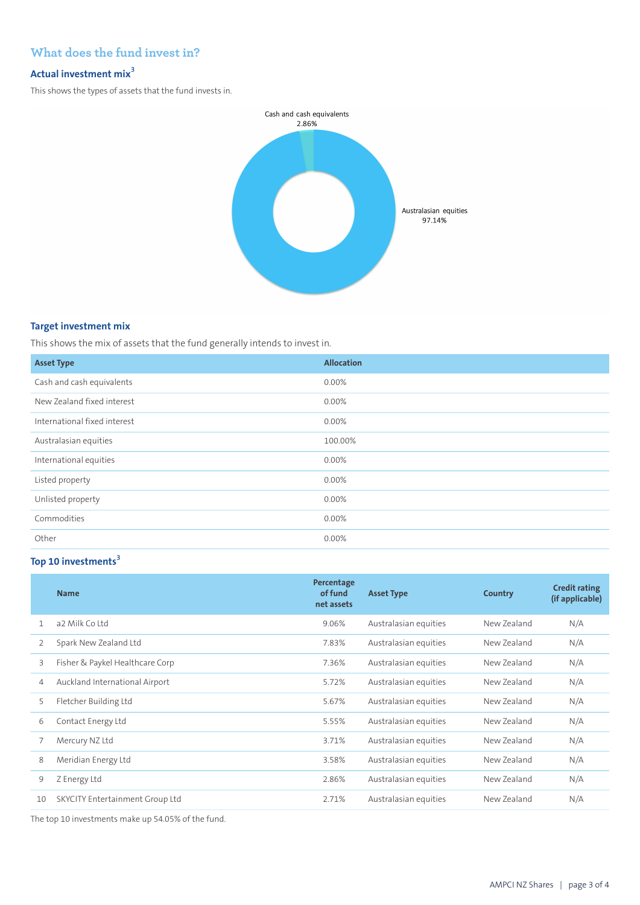## What does the fund invest in?

### Actual investment mix[3]

This shows the types of assets that the fund invests in.

Cash and cash equivalents 2.86%

Australasian equities 97.14%

### Target investment mix

This shows the mix of assets that the fund generally intends to invest in.

| Asset Type | Allocation |
|---|---|
| Cash and cash equivalents | 0.00% |
| New Zealand fixed interest | 0.00% |
| International fixed interest | 0.00% |
| Australasian equities | 100.00% |
| International equities | 0.00% |
| Listed property | 0.00% |
| Unlisted property | 0.00% |
| Commodities | 0.00% |
| Other | 0.00% |

### Top 10 investments[3]

| | Name | Percentage of fund net assets | Asset Type | Country | Credit rating (if applicable) |
|---|---|---|---|---|---|
| 1 | a2 Milk Co Ltd | 9.06% | Australasian equities | New Zealand | N/A |
| 2 | Spark New Zealand Ltd | 7.83% | Australasian equities | New Zealand | N/A |
| 3 | Fisher & Paykel Healthcare Corp | 7.36% | Australasian equities | New Zealand | N/A |
| 4 | Auckland International Airport | 5.72% | Australasian equities | New Zealand | N/A |
| 5 | Fletcher Building Ltd | 5.67% | Australasian equities | New Zealand | N/A |
| 6 | Contact Energy Ltd | 5.55% | Australasian equities | New Zealand | N/A |
| 7 | Mercury NZ Ltd | 3.71% | Australasian equities | New Zealand | N/A |
| 8 | Meridian Energy Ltd | 3.58% | Australasian equities | New Zealand | N/A |
| 9 | Z Energy Ltd | 2.86% | Australasian equities | New Zealand | N/A |
| 10 | SKYCITY Entertainment Group Ltd | 2.71% | Australasian equities | New Zealand | N/A |

The top 10 investments make up 54.05% of the fund.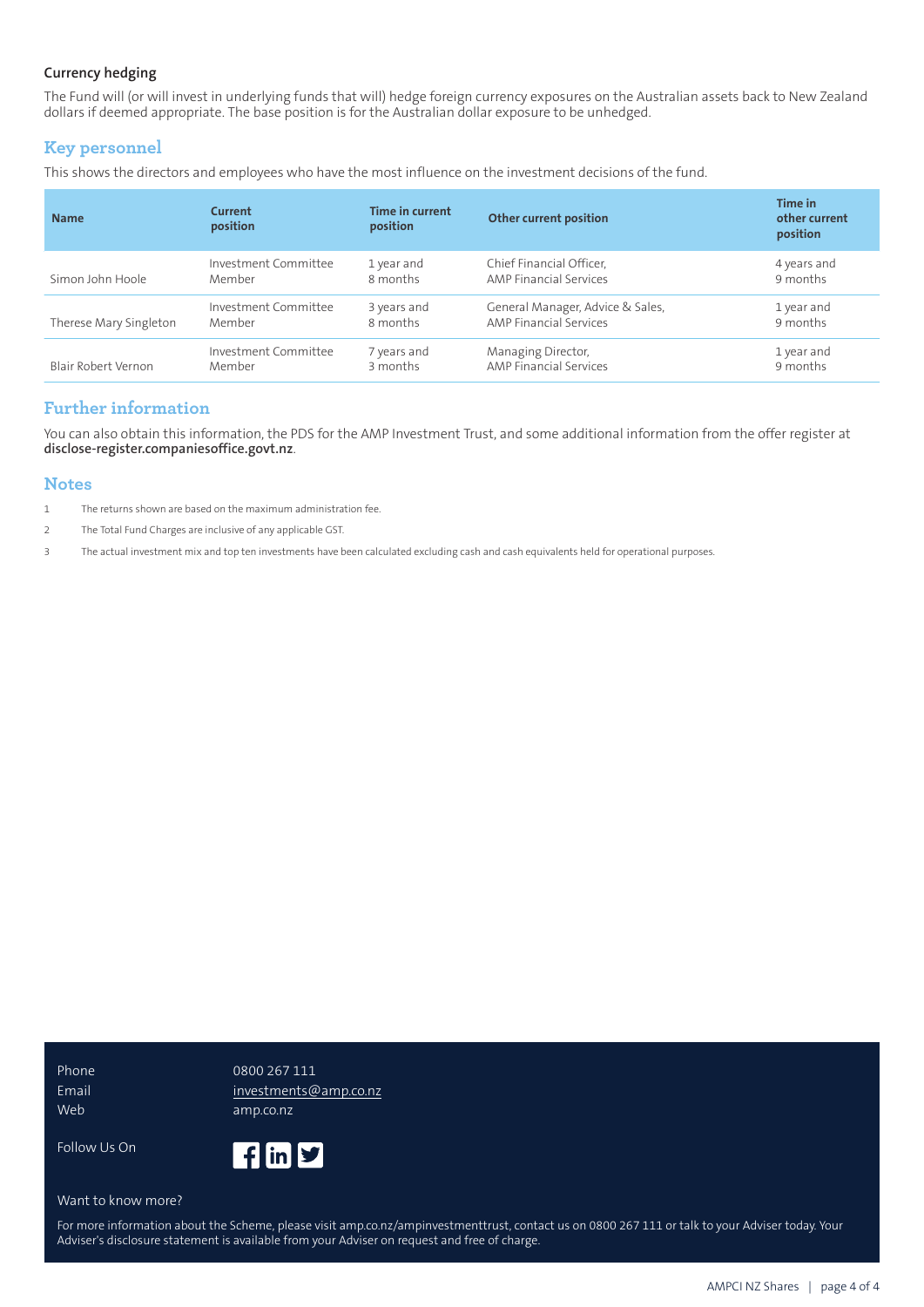**Currency hedging**

The Fund will (or will invest in underlying funds that will) hedge foreign currency exposures on the Australian assets back to New Zealand dollars if deemed appropriate. The base position is for the Australian dollar exposure to be unhedged.

## Key personnel

This shows the directors and employees who have the most influence on the investment decisions of the fund.

| Name | Current position | Time in current position | Other current position | Time in other current position |
|---|---|---|---|---|
| Simon John Hoole | Investment Committee Member | 1 year and 8 months | Chief Financial Officer, AMP Financial Services | 4 years and 9 months |
| Therese Mary Singleton | Investment Committee Member | 3 years and 8 months | General Manager, Advice & Sales, AMP Financial Services | 1 year and 9 months |
| Blair Robert Vernon | Investment Committee Member | 7 years and 3 months | Managing Director, AMP Financial Services | 1 year and 9 months |

## Further information

You can also obtain this information, the PDS for the AMP Investment Trust, and some additional information from the offer register at **disclose-register.companiesoffice.govt.nz**.

## Notes

1. The returns shown are based on the maximum administration fee.
2. The Total Fund Charges are inclusive of any applicable GST.
3. The actual investment mix and top ten investments have been calculated excluding cash and cash equivalents held for operational purposes.

Phone 0800 267 111
Email investments@amp.co.nz
Web amp.co.nz

Follow Us On

Want to know more?

For more information about the Scheme, please visit amp.co.nz/ampinvestmenttrust, contact us on 0800 267 111 or talk to your Adviser today. Your Adviser's disclosure statement is available from your Adviser on request and free of charge.